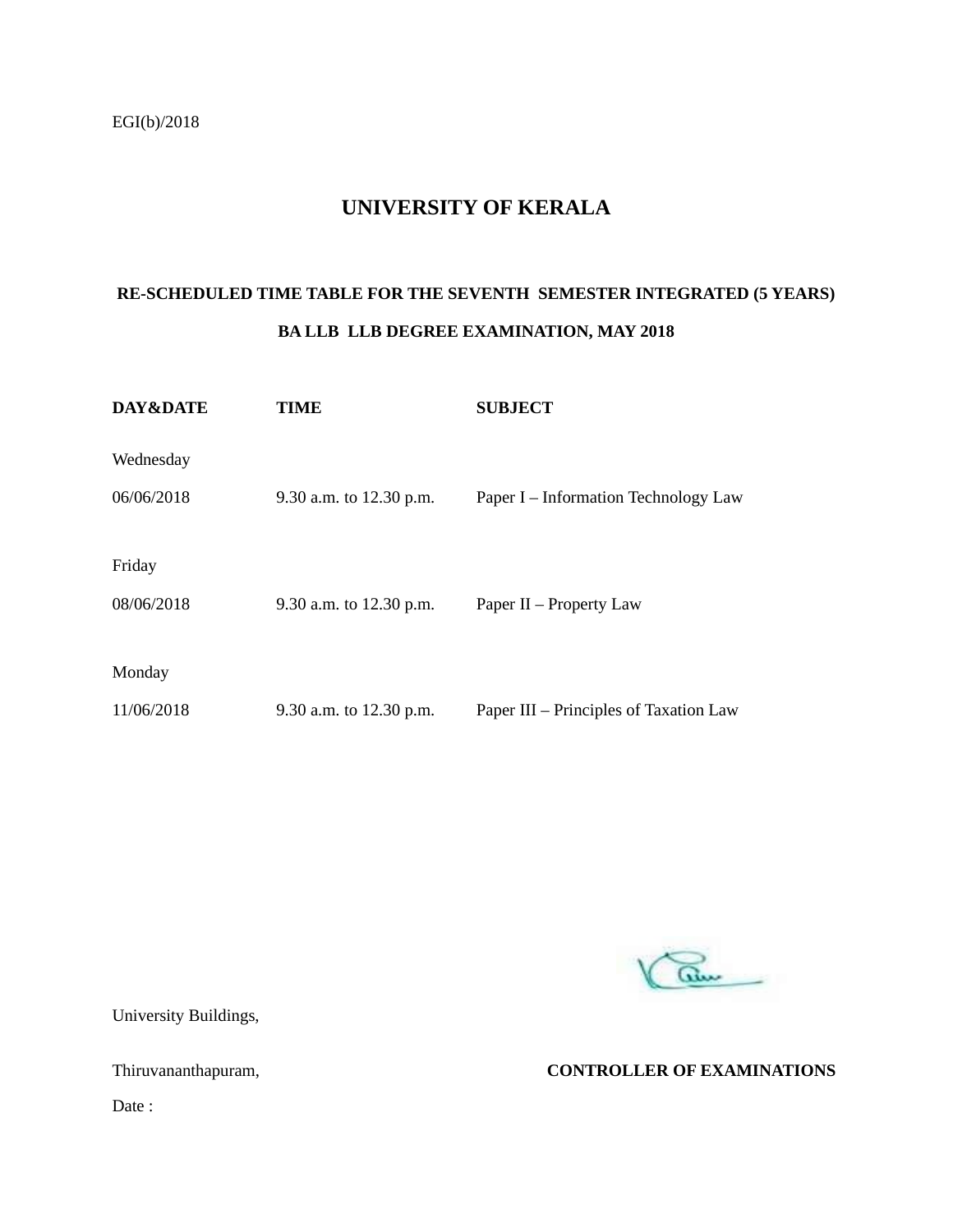EGI(b)/2018

# UNIVERSITY OF KERALA

## RE-SCHEDULED TIME TABLE FOR THE SEVENTH SEMESTER INTEGRATED (5 YEARS) BA LLB LLB DEGREE EXAMINATION, MAY 2018

| DAY&DATE | TIME | SUBJECT |
|---|---|---|
| Wednesday 06/06/2018 | 9.30 a.m. to 12.30 p.m. | Paper I – Information Technology Law |
| Friday 08/06/2018 | 9.30 a.m. to 12.30 p.m. | Paper II – Property Law |
| Monday 11/06/2018 | 9.30 a.m. to 12.30 p.m. | Paper III – Principles of Taxation Law |

University Buildings,

Thiruvananthapuram,

Date :

**CONTROLLER OF EXAMINATIONS**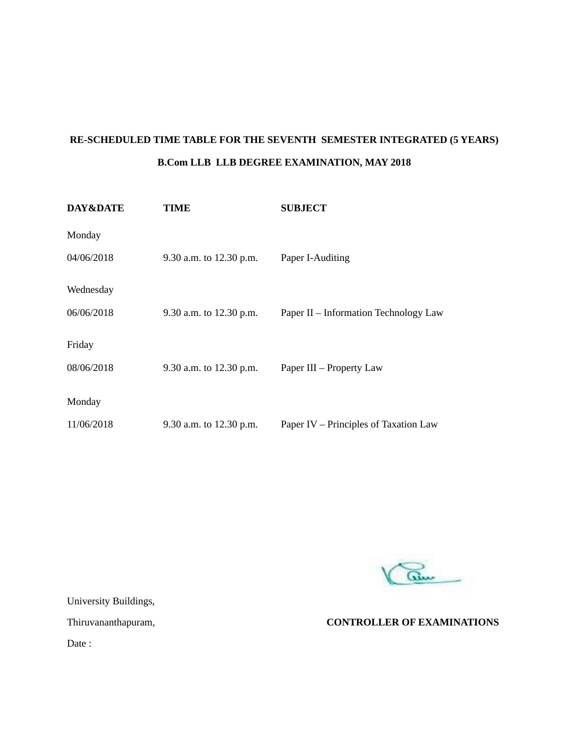**RE-SCHEDULED TIME TABLE FOR THE SEVENTH SEMESTER INTEGRATED (5 YEARS)**

**B.Com LLB LLB DEGREE EXAMINATION, MAY 2018**

| DAY&DATE | TIME | SUBJECT |
|---|---|---|
| Monday 04/06/2018 | 9.30 a.m. to 12.30 p.m. | Paper I-Auditing |
| Wednesday 06/06/2018 | 9.30 a.m. to 12.30 p.m. | Paper II – Information Technology Law |
| Friday 08/06/2018 | 9.30 a.m. to 12.30 p.m. | Paper III – Property Law |
| Monday 11/06/2018 | 9.30 a.m. to 12.30 p.m. | Paper IV – Principles of Taxation Law |

University Buildings,

Thiruvananthapuram,

Date :

**CONTROLLER OF EXAMINATIONS**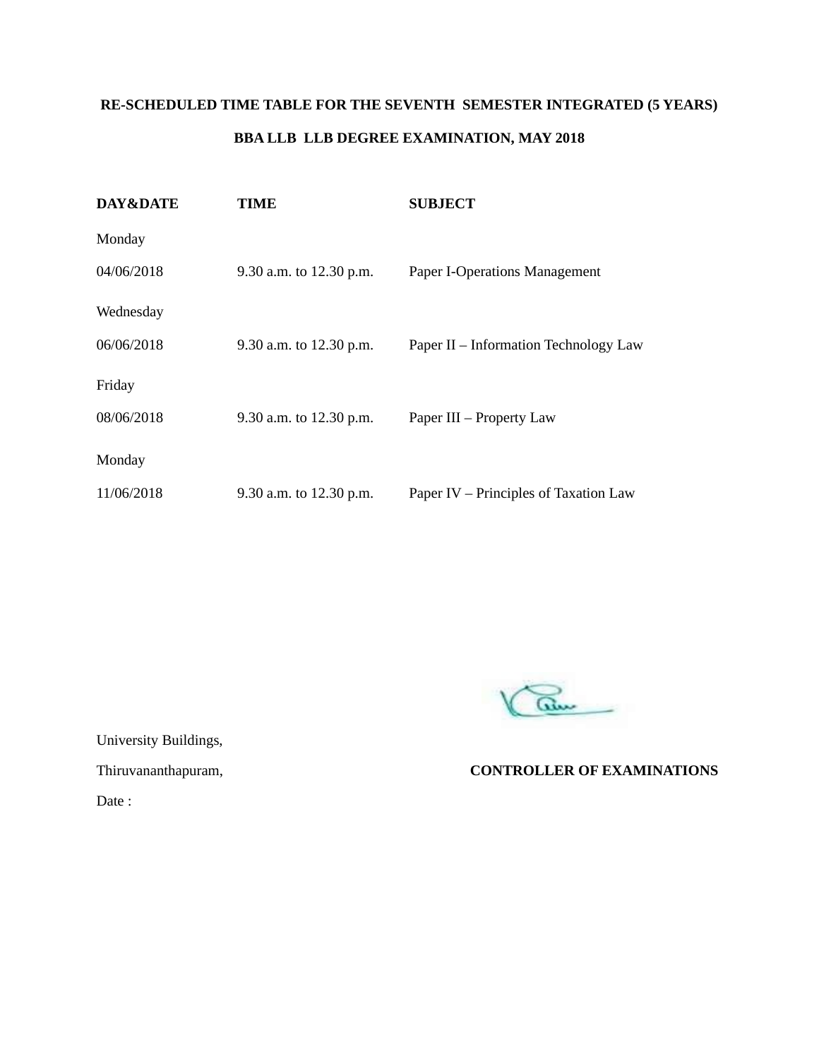**RE-SCHEDULED TIME TABLE FOR THE SEVENTH SEMESTER INTEGRATED (5 YEARS)**

**BBA LLB LLB DEGREE EXAMINATION, MAY 2018**

| **DAY&DATE** | **TIME** | **SUBJECT** |
|---|---|---|
| Monday 04/06/2018 | 9.30 a.m. to 12.30 p.m. | Paper I-Operations Management |
| Wednesday 06/06/2018 | 9.30 a.m. to 12.30 p.m. | Paper II – Information Technology Law |
| Friday 08/06/2018 | 9.30 a.m. to 12.30 p.m. | Paper III – Property Law |
| Monday 11/06/2018 | 9.30 a.m. to 12.30 p.m. | Paper IV – Principles of Taxation Law |

University Buildings,

Thiruvananthapuram,

Date :

**CONTROLLER OF EXAMINATIONS**